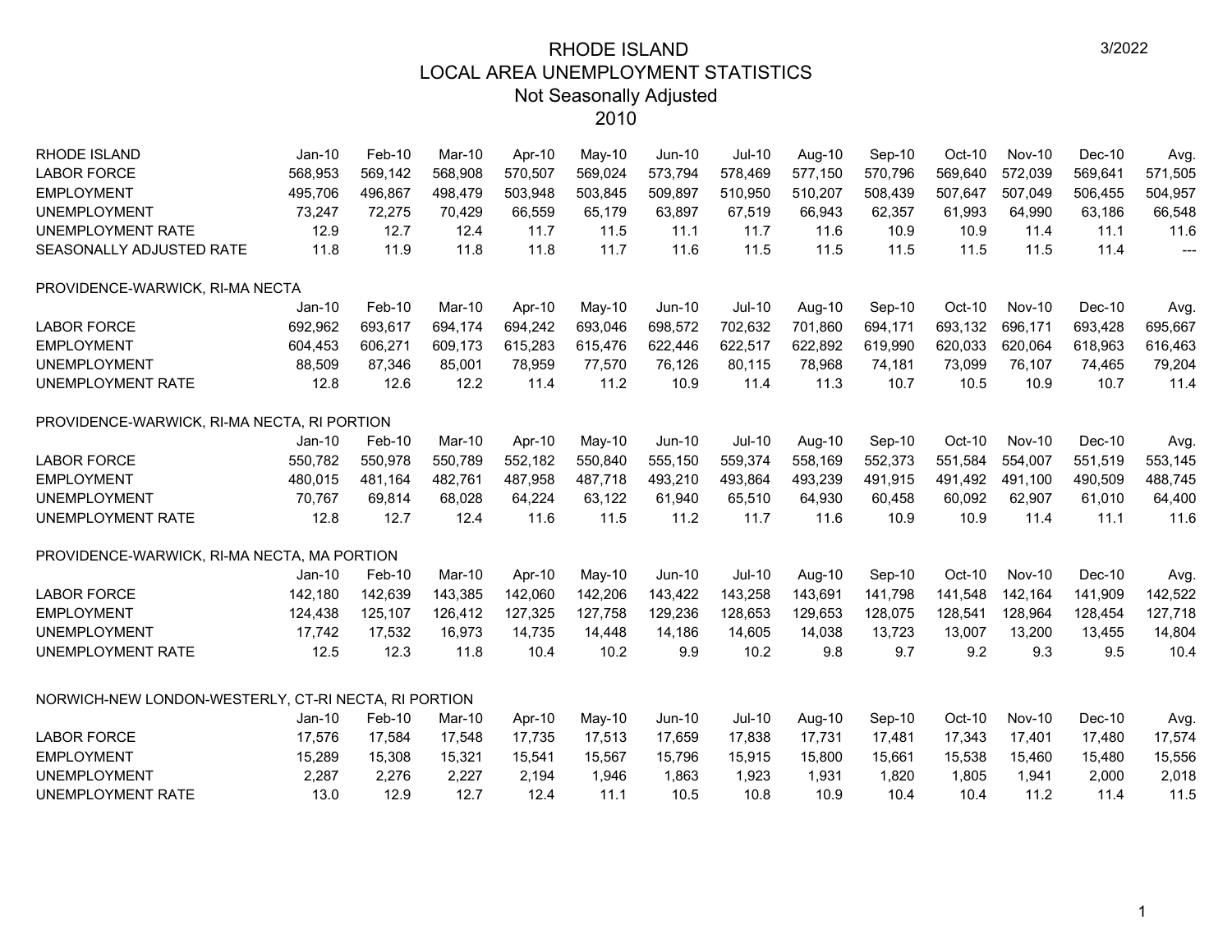# RHODE ISLAND
## LOCAL AREA UNEMPLOYMENT STATISTICS
### Not Seasonally Adjusted
### 2010

3/2022

| RHODE ISLAND | Jan-10 | Feb-10 | Mar-10 | Apr-10 | May-10 | Jun-10 | Jul-10 | Aug-10 | Sep-10 | Oct-10 | Nov-10 | Dec-10 | Avg. |
|---|---|---|---|---|---|---|---|---|---|---|---|---|---|
| LABOR FORCE | 568,953 | 569,142 | 568,908 | 570,507 | 569,024 | 573,794 | 578,469 | 577,150 | 570,796 | 569,640 | 572,039 | 569,641 | 571,505 |
| EMPLOYMENT | 495,706 | 496,867 | 498,479 | 503,948 | 503,845 | 509,897 | 510,950 | 510,207 | 508,439 | 507,647 | 507,049 | 506,455 | 504,957 |
| UNEMPLOYMENT | 73,247 | 72,275 | 70,429 | 66,559 | 65,179 | 63,897 | 67,519 | 66,943 | 62,357 | 61,993 | 64,990 | 63,186 | 66,548 |
| UNEMPLOYMENT RATE | 12.9 | 12.7 | 12.4 | 11.7 | 11.5 | 11.1 | 11.7 | 11.6 | 10.9 | 10.9 | 11.4 | 11.1 | 11.6 |
| SEASONALLY ADJUSTED RATE | 11.8 | 11.9 | 11.8 | 11.8 | 11.7 | 11.6 | 11.5 | 11.5 | 11.5 | 11.5 | 11.5 | 11.4 | --- |

PROVIDENCE-WARWICK, RI-MA NECTA

| | Jan-10 | Feb-10 | Mar-10 | Apr-10 | May-10 | Jun-10 | Jul-10 | Aug-10 | Sep-10 | Oct-10 | Nov-10 | Dec-10 | Avg. |
|---|---|---|---|---|---|---|---|---|---|---|---|---|---|
| LABOR FORCE | 692,962 | 693,617 | 694,174 | 694,242 | 693,046 | 698,572 | 702,632 | 701,860 | 694,171 | 693,132 | 696,171 | 693,428 | 695,667 |
| EMPLOYMENT | 604,453 | 606,271 | 609,173 | 615,283 | 615,476 | 622,446 | 622,517 | 622,892 | 619,990 | 620,033 | 620,064 | 618,963 | 616,463 |
| UNEMPLOYMENT | 88,509 | 87,346 | 85,001 | 78,959 | 77,570 | 76,126 | 80,115 | 78,968 | 74,181 | 73,099 | 76,107 | 74,465 | 79,204 |
| UNEMPLOYMENT RATE | 12.8 | 12.6 | 12.2 | 11.4 | 11.2 | 10.9 | 11.4 | 11.3 | 10.7 | 10.5 | 10.9 | 10.7 | 11.4 |

PROVIDENCE-WARWICK, RI-MA NECTA, RI PORTION

| | Jan-10 | Feb-10 | Mar-10 | Apr-10 | May-10 | Jun-10 | Jul-10 | Aug-10 | Sep-10 | Oct-10 | Nov-10 | Dec-10 | Avg. |
|---|---|---|---|---|---|---|---|---|---|---|---|---|---|
| LABOR FORCE | 550,782 | 550,978 | 550,789 | 552,182 | 550,840 | 555,150 | 559,374 | 558,169 | 552,373 | 551,584 | 554,007 | 551,519 | 553,145 |
| EMPLOYMENT | 480,015 | 481,164 | 482,761 | 487,958 | 487,718 | 493,210 | 493,864 | 493,239 | 491,915 | 491,492 | 491,100 | 490,509 | 488,745 |
| UNEMPLOYMENT | 70,767 | 69,814 | 68,028 | 64,224 | 63,122 | 61,940 | 65,510 | 64,930 | 60,458 | 60,092 | 62,907 | 61,010 | 64,400 |
| UNEMPLOYMENT RATE | 12.8 | 12.7 | 12.4 | 11.6 | 11.5 | 11.2 | 11.7 | 11.6 | 10.9 | 10.9 | 11.4 | 11.1 | 11.6 |

PROVIDENCE-WARWICK, RI-MA NECTA, MA PORTION

| | Jan-10 | Feb-10 | Mar-10 | Apr-10 | May-10 | Jun-10 | Jul-10 | Aug-10 | Sep-10 | Oct-10 | Nov-10 | Dec-10 | Avg. |
|---|---|---|---|---|---|---|---|---|---|---|---|---|---|
| LABOR FORCE | 142,180 | 142,639 | 143,385 | 142,060 | 142,206 | 143,422 | 143,258 | 143,691 | 141,798 | 141,548 | 142,164 | 141,909 | 142,522 |
| EMPLOYMENT | 124,438 | 125,107 | 126,412 | 127,325 | 127,758 | 129,236 | 128,653 | 129,653 | 128,075 | 128,541 | 128,964 | 128,454 | 127,718 |
| UNEMPLOYMENT | 17,742 | 17,532 | 16,973 | 14,735 | 14,448 | 14,186 | 14,605 | 14,038 | 13,723 | 13,007 | 13,200 | 13,455 | 14,804 |
| UNEMPLOYMENT RATE | 12.5 | 12.3 | 11.8 | 10.4 | 10.2 | 9.9 | 10.2 | 9.8 | 9.7 | 9.2 | 9.3 | 9.5 | 10.4 |

NORWICH-NEW LONDON-WESTERLY, CT-RI NECTA, RI PORTION

| | Jan-10 | Feb-10 | Mar-10 | Apr-10 | May-10 | Jun-10 | Jul-10 | Aug-10 | Sep-10 | Oct-10 | Nov-10 | Dec-10 | Avg. |
|---|---|---|---|---|---|---|---|---|---|---|---|---|---|
| LABOR FORCE | 17,576 | 17,584 | 17,548 | 17,735 | 17,513 | 17,659 | 17,838 | 17,731 | 17,481 | 17,343 | 17,401 | 17,480 | 17,574 |
| EMPLOYMENT | 15,289 | 15,308 | 15,321 | 15,541 | 15,567 | 15,796 | 15,915 | 15,800 | 15,661 | 15,538 | 15,460 | 15,480 | 15,556 |
| UNEMPLOYMENT | 2,287 | 2,276 | 2,227 | 2,194 | 1,946 | 1,863 | 1,923 | 1,931 | 1,820 | 1,805 | 1,941 | 2,000 | 2,018 |
| UNEMPLOYMENT RATE | 13.0 | 12.9 | 12.7 | 12.4 | 11.1 | 10.5 | 10.8 | 10.9 | 10.4 | 10.4 | 11.2 | 11.4 | 11.5 |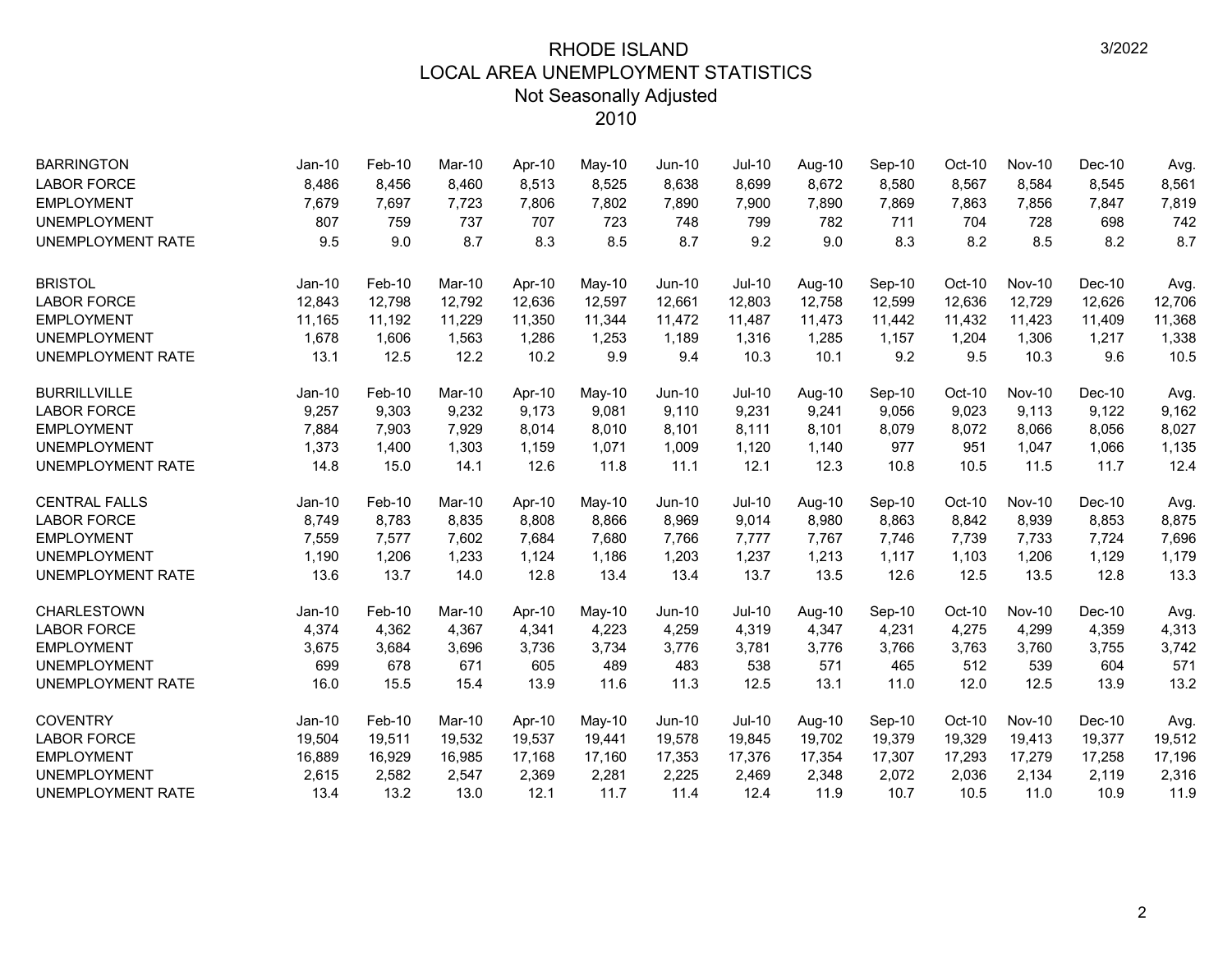# RHODE ISLAND
## LOCAL AREA UNEMPLOYMENT STATISTICS
### Not Seasonally Adjusted
### 2010

| BARRINGTON | Jan-10 | Feb-10 | Mar-10 | Apr-10 | May-10 | Jun-10 | Jul-10 | Aug-10 | Sep-10 | Oct-10 | Nov-10 | Dec-10 | Avg. |
|---|---|---|---|---|---|---|---|---|---|---|---|---|---|
| LABOR FORCE | 8,486 | 8,456 | 8,460 | 8,513 | 8,525 | 8,638 | 8,699 | 8,672 | 8,580 | 8,567 | 8,584 | 8,545 | 8,561 |
| EMPLOYMENT | 7,679 | 7,697 | 7,723 | 7,806 | 7,802 | 7,890 | 7,900 | 7,890 | 7,869 | 7,863 | 7,856 | 7,847 | 7,819 |
| UNEMPLOYMENT | 807 | 759 | 737 | 707 | 723 | 748 | 799 | 782 | 711 | 704 | 728 | 698 | 742 |
| UNEMPLOYMENT RATE | 9.5 | 9.0 | 8.7 | 8.3 | 8.5 | 8.7 | 9.2 | 9.0 | 8.3 | 8.2 | 8.5 | 8.2 | 8.7 |

| BRISTOL | Jan-10 | Feb-10 | Mar-10 | Apr-10 | May-10 | Jun-10 | Jul-10 | Aug-10 | Sep-10 | Oct-10 | Nov-10 | Dec-10 | Avg. |
|---|---|---|---|---|---|---|---|---|---|---|---|---|---|
| LABOR FORCE | 12,843 | 12,798 | 12,792 | 12,636 | 12,597 | 12,661 | 12,803 | 12,758 | 12,599 | 12,636 | 12,729 | 12,626 | 12,706 |
| EMPLOYMENT | 11,165 | 11,192 | 11,229 | 11,350 | 11,344 | 11,472 | 11,487 | 11,473 | 11,442 | 11,432 | 11,423 | 11,409 | 11,368 |
| UNEMPLOYMENT | 1,678 | 1,606 | 1,563 | 1,286 | 1,253 | 1,189 | 1,316 | 1,285 | 1,157 | 1,204 | 1,306 | 1,217 | 1,338 |
| UNEMPLOYMENT RATE | 13.1 | 12.5 | 12.2 | 10.2 | 9.9 | 9.4 | 10.3 | 10.1 | 9.2 | 9.5 | 10.3 | 9.6 | 10.5 |

| BURRILLVILLE | Jan-10 | Feb-10 | Mar-10 | Apr-10 | May-10 | Jun-10 | Jul-10 | Aug-10 | Sep-10 | Oct-10 | Nov-10 | Dec-10 | Avg. |
|---|---|---|---|---|---|---|---|---|---|---|---|---|---|
| LABOR FORCE | 9,257 | 9,303 | 9,232 | 9,173 | 9,081 | 9,110 | 9,231 | 9,241 | 9,056 | 9,023 | 9,113 | 9,122 | 9,162 |
| EMPLOYMENT | 7,884 | 7,903 | 7,929 | 8,014 | 8,010 | 8,101 | 8,111 | 8,101 | 8,079 | 8,072 | 8,066 | 8,056 | 8,027 |
| UNEMPLOYMENT | 1,373 | 1,400 | 1,303 | 1,159 | 1,071 | 1,009 | 1,120 | 1,140 | 977 | 951 | 1,047 | 1,066 | 1,135 |
| UNEMPLOYMENT RATE | 14.8 | 15.0 | 14.1 | 12.6 | 11.8 | 11.1 | 12.1 | 12.3 | 10.8 | 10.5 | 11.5 | 11.7 | 12.4 |

| CENTRAL FALLS | Jan-10 | Feb-10 | Mar-10 | Apr-10 | May-10 | Jun-10 | Jul-10 | Aug-10 | Sep-10 | Oct-10 | Nov-10 | Dec-10 | Avg. |
|---|---|---|---|---|---|---|---|---|---|---|---|---|---|
| LABOR FORCE | 8,749 | 8,783 | 8,835 | 8,808 | 8,866 | 8,969 | 9,014 | 8,980 | 8,863 | 8,842 | 8,939 | 8,853 | 8,875 |
| EMPLOYMENT | 7,559 | 7,577 | 7,602 | 7,684 | 7,680 | 7,766 | 7,777 | 7,767 | 7,746 | 7,739 | 7,733 | 7,724 | 7,696 |
| UNEMPLOYMENT | 1,190 | 1,206 | 1,233 | 1,124 | 1,186 | 1,203 | 1,237 | 1,213 | 1,117 | 1,103 | 1,206 | 1,129 | 1,179 |
| UNEMPLOYMENT RATE | 13.6 | 13.7 | 14.0 | 12.8 | 13.4 | 13.4 | 13.7 | 13.5 | 12.6 | 12.5 | 13.5 | 12.8 | 13.3 |

| CHARLESTOWN | Jan-10 | Feb-10 | Mar-10 | Apr-10 | May-10 | Jun-10 | Jul-10 | Aug-10 | Sep-10 | Oct-10 | Nov-10 | Dec-10 | Avg. |
|---|---|---|---|---|---|---|---|---|---|---|---|---|---|
| LABOR FORCE | 4,374 | 4,362 | 4,367 | 4,341 | 4,223 | 4,259 | 4,319 | 4,347 | 4,231 | 4,275 | 4,299 | 4,359 | 4,313 |
| EMPLOYMENT | 3,675 | 3,684 | 3,696 | 3,736 | 3,734 | 3,776 | 3,781 | 3,776 | 3,766 | 3,763 | 3,760 | 3,755 | 3,742 |
| UNEMPLOYMENT | 699 | 678 | 671 | 605 | 489 | 483 | 538 | 571 | 465 | 512 | 539 | 604 | 571 |
| UNEMPLOYMENT RATE | 16.0 | 15.5 | 15.4 | 13.9 | 11.6 | 11.3 | 12.5 | 13.1 | 11.0 | 12.0 | 12.5 | 13.9 | 13.2 |

| COVENTRY | Jan-10 | Feb-10 | Mar-10 | Apr-10 | May-10 | Jun-10 | Jul-10 | Aug-10 | Sep-10 | Oct-10 | Nov-10 | Dec-10 | Avg. |
|---|---|---|---|---|---|---|---|---|---|---|---|---|---|
| LABOR FORCE | 19,504 | 19,511 | 19,532 | 19,537 | 19,441 | 19,578 | 19,845 | 19,702 | 19,379 | 19,329 | 19,413 | 19,377 | 19,512 |
| EMPLOYMENT | 16,889 | 16,929 | 16,985 | 17,168 | 17,160 | 17,353 | 17,376 | 17,354 | 17,307 | 17,293 | 17,279 | 17,258 | 17,196 |
| UNEMPLOYMENT | 2,615 | 2,582 | 2,547 | 2,369 | 2,281 | 2,225 | 2,469 | 2,348 | 2,072 | 2,036 | 2,134 | 2,119 | 2,316 |
| UNEMPLOYMENT RATE | 13.4 | 13.2 | 13.0 | 12.1 | 11.7 | 11.4 | 12.4 | 11.9 | 10.7 | 10.5 | 11.0 | 10.9 | 11.9 |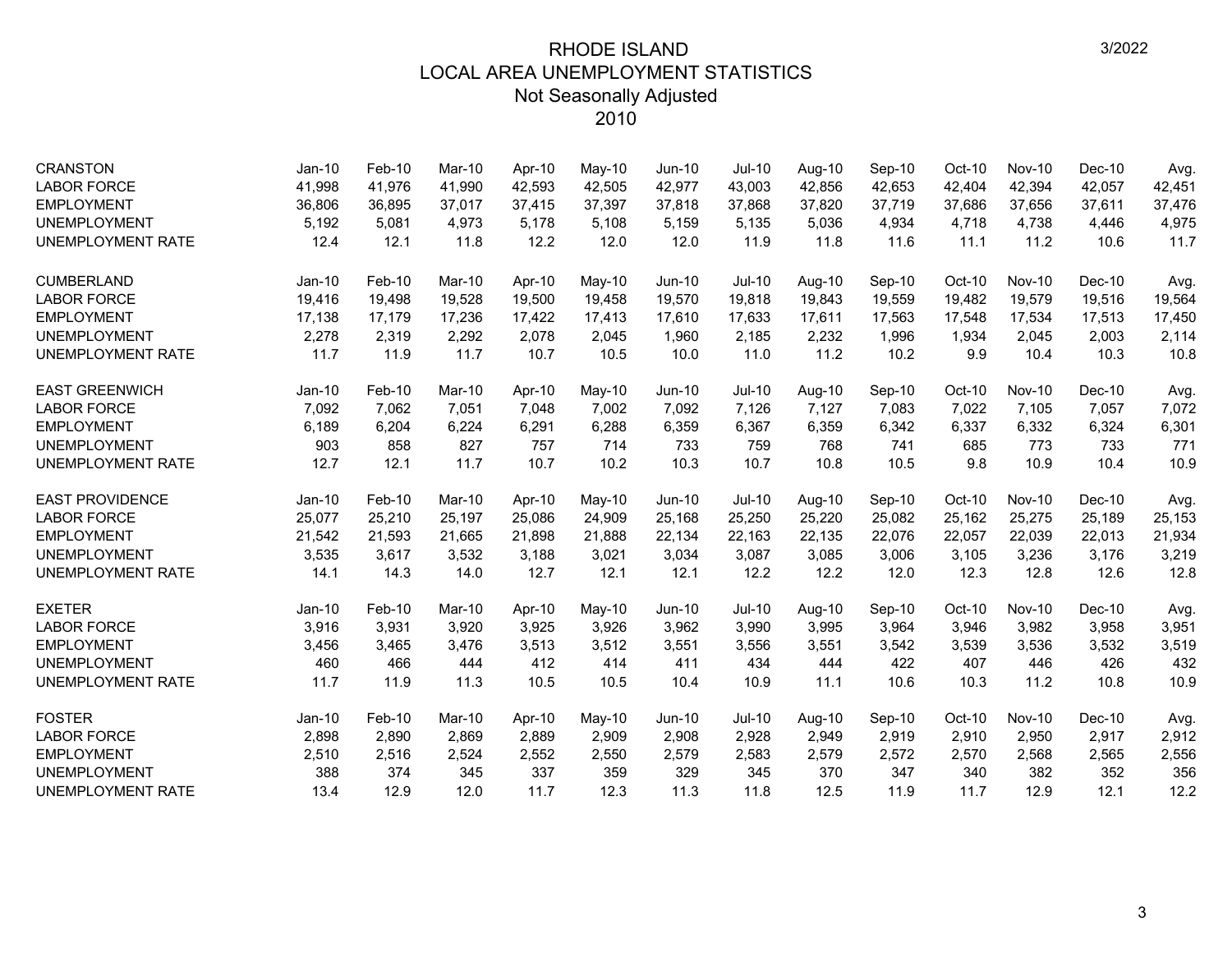# RHODE ISLAND
# LOCAL AREA UNEMPLOYMENT STATISTICS
## Not Seasonally Adjusted
## 2010

3/2022

| CRANSTON | Jan-10 | Feb-10 | Mar-10 | Apr-10 | May-10 | Jun-10 | Jul-10 | Aug-10 | Sep-10 | Oct-10 | Nov-10 | Dec-10 | Avg. |
|---|---|---|---|---|---|---|---|---|---|---|---|---|---|
| LABOR FORCE | 41,998 | 41,976 | 41,990 | 42,593 | 42,505 | 42,977 | 43,003 | 42,856 | 42,653 | 42,404 | 42,394 | 42,057 | 42,451 |
| EMPLOYMENT | 36,806 | 36,895 | 37,017 | 37,415 | 37,397 | 37,818 | 37,868 | 37,820 | 37,719 | 37,686 | 37,656 | 37,611 | 37,476 |
| UNEMPLOYMENT | 5,192 | 5,081 | 4,973 | 5,178 | 5,108 | 5,159 | 5,135 | 5,036 | 4,934 | 4,718 | 4,738 | 4,446 | 4,975 |
| UNEMPLOYMENT RATE | 12.4 | 12.1 | 11.8 | 12.2 | 12.0 | 12.0 | 11.9 | 11.8 | 11.6 | 11.1 | 11.2 | 10.6 | 11.7 |

| CUMBERLAND | Jan-10 | Feb-10 | Mar-10 | Apr-10 | May-10 | Jun-10 | Jul-10 | Aug-10 | Sep-10 | Oct-10 | Nov-10 | Dec-10 | Avg. |
|---|---|---|---|---|---|---|---|---|---|---|---|---|---|
| LABOR FORCE | 19,416 | 19,498 | 19,528 | 19,500 | 19,458 | 19,570 | 19,818 | 19,843 | 19,559 | 19,482 | 19,579 | 19,516 | 19,564 |
| EMPLOYMENT | 17,138 | 17,179 | 17,236 | 17,422 | 17,413 | 17,610 | 17,633 | 17,611 | 17,563 | 17,548 | 17,534 | 17,513 | 17,450 |
| UNEMPLOYMENT | 2,278 | 2,319 | 2,292 | 2,078 | 2,045 | 1,960 | 2,185 | 2,232 | 1,996 | 1,934 | 2,045 | 2,003 | 2,114 |
| UNEMPLOYMENT RATE | 11.7 | 11.9 | 11.7 | 10.7 | 10.5 | 10.0 | 11.0 | 11.2 | 10.2 | 9.9 | 10.4 | 10.3 | 10.8 |

| EAST GREENWICH | Jan-10 | Feb-10 | Mar-10 | Apr-10 | May-10 | Jun-10 | Jul-10 | Aug-10 | Sep-10 | Oct-10 | Nov-10 | Dec-10 | Avg. |
|---|---|---|---|---|---|---|---|---|---|---|---|---|---|
| LABOR FORCE | 7,092 | 7,062 | 7,051 | 7,048 | 7,002 | 7,092 | 7,126 | 7,127 | 7,083 | 7,022 | 7,105 | 7,057 | 7,072 |
| EMPLOYMENT | 6,189 | 6,204 | 6,224 | 6,291 | 6,288 | 6,359 | 6,367 | 6,359 | 6,342 | 6,337 | 6,332 | 6,324 | 6,301 |
| UNEMPLOYMENT | 903 | 858 | 827 | 757 | 714 | 733 | 759 | 768 | 741 | 685 | 773 | 733 | 771 |
| UNEMPLOYMENT RATE | 12.7 | 12.1 | 11.7 | 10.7 | 10.2 | 10.3 | 10.7 | 10.8 | 10.5 | 9.8 | 10.9 | 10.4 | 10.9 |

| EAST PROVIDENCE | Jan-10 | Feb-10 | Mar-10 | Apr-10 | May-10 | Jun-10 | Jul-10 | Aug-10 | Sep-10 | Oct-10 | Nov-10 | Dec-10 | Avg. |
|---|---|---|---|---|---|---|---|---|---|---|---|---|---|
| LABOR FORCE | 25,077 | 25,210 | 25,197 | 25,086 | 24,909 | 25,168 | 25,250 | 25,220 | 25,082 | 25,162 | 25,275 | 25,189 | 25,153 |
| EMPLOYMENT | 21,542 | 21,593 | 21,665 | 21,898 | 21,888 | 22,134 | 22,163 | 22,135 | 22,076 | 22,057 | 22,039 | 22,013 | 21,934 |
| UNEMPLOYMENT | 3,535 | 3,617 | 3,532 | 3,188 | 3,021 | 3,034 | 3,087 | 3,085 | 3,006 | 3,105 | 3,236 | 3,176 | 3,219 |
| UNEMPLOYMENT RATE | 14.1 | 14.3 | 14.0 | 12.7 | 12.1 | 12.1 | 12.2 | 12.2 | 12.0 | 12.3 | 12.8 | 12.6 | 12.8 |

| EXETER | Jan-10 | Feb-10 | Mar-10 | Apr-10 | May-10 | Jun-10 | Jul-10 | Aug-10 | Sep-10 | Oct-10 | Nov-10 | Dec-10 | Avg. |
|---|---|---|---|---|---|---|---|---|---|---|---|---|---|
| LABOR FORCE | 3,916 | 3,931 | 3,920 | 3,925 | 3,926 | 3,962 | 3,990 | 3,995 | 3,964 | 3,946 | 3,982 | 3,958 | 3,951 |
| EMPLOYMENT | 3,456 | 3,465 | 3,476 | 3,513 | 3,512 | 3,551 | 3,556 | 3,551 | 3,542 | 3,539 | 3,536 | 3,532 | 3,519 |
| UNEMPLOYMENT | 460 | 466 | 444 | 412 | 414 | 411 | 434 | 444 | 422 | 407 | 446 | 426 | 432 |
| UNEMPLOYMENT RATE | 11.7 | 11.9 | 11.3 | 10.5 | 10.5 | 10.4 | 10.9 | 11.1 | 10.6 | 10.3 | 11.2 | 10.8 | 10.9 |

| FOSTER | Jan-10 | Feb-10 | Mar-10 | Apr-10 | May-10 | Jun-10 | Jul-10 | Aug-10 | Sep-10 | Oct-10 | Nov-10 | Dec-10 | Avg. |
|---|---|---|---|---|---|---|---|---|---|---|---|---|---|
| LABOR FORCE | 2,898 | 2,890 | 2,869 | 2,889 | 2,909 | 2,908 | 2,928 | 2,949 | 2,919 | 2,910 | 2,950 | 2,917 | 2,912 |
| EMPLOYMENT | 2,510 | 2,516 | 2,524 | 2,552 | 2,550 | 2,579 | 2,583 | 2,579 | 2,572 | 2,570 | 2,568 | 2,565 | 2,556 |
| UNEMPLOYMENT | 388 | 374 | 345 | 337 | 359 | 329 | 345 | 370 | 347 | 340 | 382 | 352 | 356 |
| UNEMPLOYMENT RATE | 13.4 | 12.9 | 12.0 | 11.7 | 12.3 | 11.3 | 11.8 | 12.5 | 11.9 | 11.7 | 12.9 | 12.1 | 12.2 |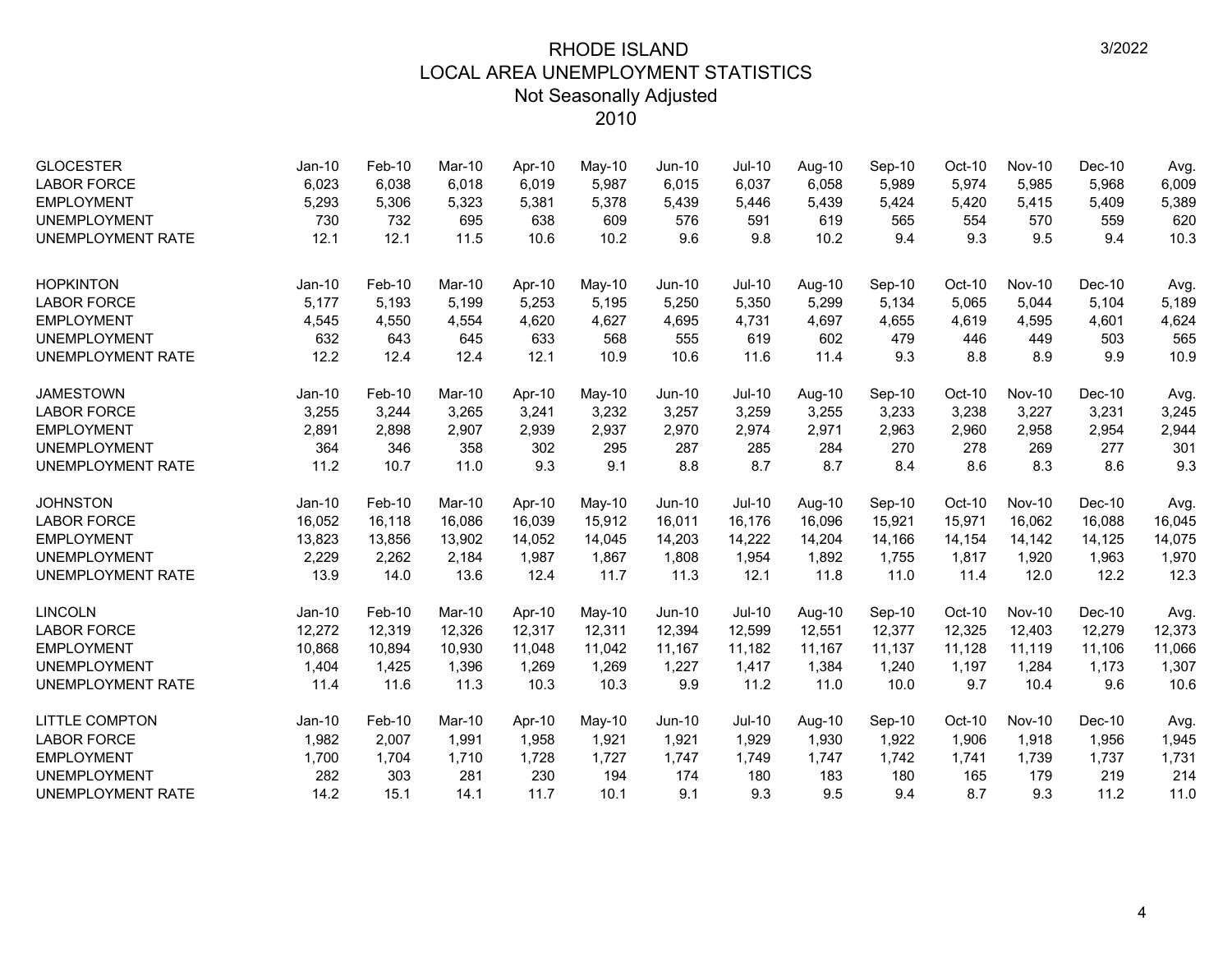# RHODE ISLAND
## LOCAL AREA UNEMPLOYMENT STATISTICS
### Not Seasonally Adjusted
### 2010

3/2022

| GLOCESTER | Jan-10 | Feb-10 | Mar-10 | Apr-10 | May-10 | Jun-10 | Jul-10 | Aug-10 | Sep-10 | Oct-10 | Nov-10 | Dec-10 | Avg. |
|---|---|---|---|---|---|---|---|---|---|---|---|---|---|
| LABOR FORCE | 6,023 | 6,038 | 6,018 | 6,019 | 5,987 | 6,015 | 6,037 | 6,058 | 5,989 | 5,974 | 5,985 | 5,968 | 6,009 |
| EMPLOYMENT | 5,293 | 5,306 | 5,323 | 5,381 | 5,378 | 5,439 | 5,446 | 5,439 | 5,424 | 5,420 | 5,415 | 5,409 | 5,389 |
| UNEMPLOYMENT | 730 | 732 | 695 | 638 | 609 | 576 | 591 | 619 | 565 | 554 | 570 | 559 | 620 |
| UNEMPLOYMENT RATE | 12.1 | 12.1 | 11.5 | 10.6 | 10.2 | 9.6 | 9.8 | 10.2 | 9.4 | 9.3 | 9.5 | 9.4 | 10.3 |

| HOPKINTON | Jan-10 | Feb-10 | Mar-10 | Apr-10 | May-10 | Jun-10 | Jul-10 | Aug-10 | Sep-10 | Oct-10 | Nov-10 | Dec-10 | Avg. |
|---|---|---|---|---|---|---|---|---|---|---|---|---|---|
| LABOR FORCE | 5,177 | 5,193 | 5,199 | 5,253 | 5,195 | 5,250 | 5,350 | 5,299 | 5,134 | 5,065 | 5,044 | 5,104 | 5,189 |
| EMPLOYMENT | 4,545 | 4,550 | 4,554 | 4,620 | 4,627 | 4,695 | 4,731 | 4,697 | 4,655 | 4,619 | 4,595 | 4,601 | 4,624 |
| UNEMPLOYMENT | 632 | 643 | 645 | 633 | 568 | 555 | 619 | 602 | 479 | 446 | 449 | 503 | 565 |
| UNEMPLOYMENT RATE | 12.2 | 12.4 | 12.4 | 12.1 | 10.9 | 10.6 | 11.6 | 11.4 | 9.3 | 8.8 | 8.9 | 9.9 | 10.9 |

| JAMESTOWN | Jan-10 | Feb-10 | Mar-10 | Apr-10 | May-10 | Jun-10 | Jul-10 | Aug-10 | Sep-10 | Oct-10 | Nov-10 | Dec-10 | Avg. |
|---|---|---|---|---|---|---|---|---|---|---|---|---|---|
| LABOR FORCE | 3,255 | 3,244 | 3,265 | 3,241 | 3,232 | 3,257 | 3,259 | 3,255 | 3,233 | 3,238 | 3,227 | 3,231 | 3,245 |
| EMPLOYMENT | 2,891 | 2,898 | 2,907 | 2,939 | 2,937 | 2,970 | 2,974 | 2,971 | 2,963 | 2,960 | 2,958 | 2,954 | 2,944 |
| UNEMPLOYMENT | 364 | 346 | 358 | 302 | 295 | 287 | 285 | 284 | 270 | 278 | 269 | 277 | 301 |
| UNEMPLOYMENT RATE | 11.2 | 10.7 | 11.0 | 9.3 | 9.1 | 8.8 | 8.7 | 8.7 | 8.4 | 8.6 | 8.3 | 8.6 | 9.3 |

| JOHNSTON | Jan-10 | Feb-10 | Mar-10 | Apr-10 | May-10 | Jun-10 | Jul-10 | Aug-10 | Sep-10 | Oct-10 | Nov-10 | Dec-10 | Avg. |
|---|---|---|---|---|---|---|---|---|---|---|---|---|---|
| LABOR FORCE | 16,052 | 16,118 | 16,086 | 16,039 | 15,912 | 16,011 | 16,176 | 16,096 | 15,921 | 15,971 | 16,062 | 16,088 | 16,045 |
| EMPLOYMENT | 13,823 | 13,856 | 13,902 | 14,052 | 14,045 | 14,203 | 14,222 | 14,204 | 14,166 | 14,154 | 14,142 | 14,125 | 14,075 |
| UNEMPLOYMENT | 2,229 | 2,262 | 2,184 | 1,987 | 1,867 | 1,808 | 1,954 | 1,892 | 1,755 | 1,817 | 1,920 | 1,963 | 1,970 |
| UNEMPLOYMENT RATE | 13.9 | 14.0 | 13.6 | 12.4 | 11.7 | 11.3 | 12.1 | 11.8 | 11.0 | 11.4 | 12.0 | 12.2 | 12.3 |

| LINCOLN | Jan-10 | Feb-10 | Mar-10 | Apr-10 | May-10 | Jun-10 | Jul-10 | Aug-10 | Sep-10 | Oct-10 | Nov-10 | Dec-10 | Avg. |
|---|---|---|---|---|---|---|---|---|---|---|---|---|---|
| LABOR FORCE | 12,272 | 12,319 | 12,326 | 12,317 | 12,311 | 12,394 | 12,599 | 12,551 | 12,377 | 12,325 | 12,403 | 12,279 | 12,373 |
| EMPLOYMENT | 10,868 | 10,894 | 10,930 | 11,048 | 11,042 | 11,167 | 11,182 | 11,167 | 11,137 | 11,128 | 11,119 | 11,106 | 11,066 |
| UNEMPLOYMENT | 1,404 | 1,425 | 1,396 | 1,269 | 1,269 | 1,227 | 1,417 | 1,384 | 1,240 | 1,197 | 1,284 | 1,173 | 1,307 |
| UNEMPLOYMENT RATE | 11.4 | 11.6 | 11.3 | 10.3 | 10.3 | 9.9 | 11.2 | 11.0 | 10.0 | 9.7 | 10.4 | 9.6 | 10.6 |

| LITTLE COMPTON | Jan-10 | Feb-10 | Mar-10 | Apr-10 | May-10 | Jun-10 | Jul-10 | Aug-10 | Sep-10 | Oct-10 | Nov-10 | Dec-10 | Avg. |
|---|---|---|---|---|---|---|---|---|---|---|---|---|---|
| LABOR FORCE | 1,982 | 2,007 | 1,991 | 1,958 | 1,921 | 1,921 | 1,929 | 1,930 | 1,922 | 1,906 | 1,918 | 1,956 | 1,945 |
| EMPLOYMENT | 1,700 | 1,704 | 1,710 | 1,728 | 1,727 | 1,747 | 1,749 | 1,747 | 1,742 | 1,741 | 1,739 | 1,737 | 1,731 |
| UNEMPLOYMENT | 282 | 303 | 281 | 230 | 194 | 174 | 180 | 183 | 180 | 165 | 179 | 219 | 214 |
| UNEMPLOYMENT RATE | 14.2 | 15.1 | 14.1 | 11.7 | 10.1 | 9.1 | 9.3 | 9.5 | 9.4 | 8.7 | 9.3 | 11.2 | 11.0 |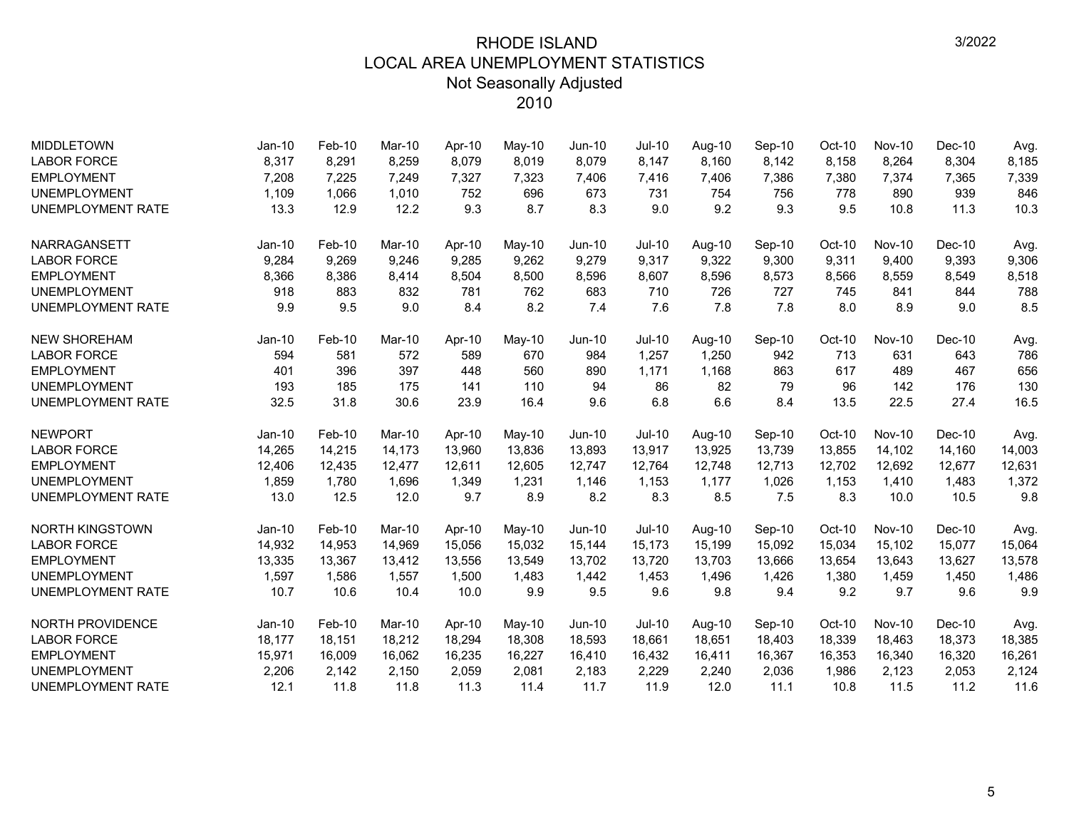# RHODE ISLAND
## LOCAL AREA UNEMPLOYMENT STATISTICS
### Not Seasonally Adjusted
### 2010

3/2022

| MIDDLETOWN | Jan-10 | Feb-10 | Mar-10 | Apr-10 | May-10 | Jun-10 | Jul-10 | Aug-10 | Sep-10 | Oct-10 | Nov-10 | Dec-10 | Avg. |
|---|---|---|---|---|---|---|---|---|---|---|---|---|---|
| LABOR FORCE | 8,317 | 8,291 | 8,259 | 8,079 | 8,019 | 8,079 | 8,147 | 8,160 | 8,142 | 8,158 | 8,264 | 8,304 | 8,185 |
| EMPLOYMENT | 7,208 | 7,225 | 7,249 | 7,327 | 7,323 | 7,406 | 7,416 | 7,406 | 7,386 | 7,380 | 7,374 | 7,365 | 7,339 |
| UNEMPLOYMENT | 1,109 | 1,066 | 1,010 | 752 | 696 | 673 | 731 | 754 | 756 | 778 | 890 | 939 | 846 |
| UNEMPLOYMENT RATE | 13.3 | 12.9 | 12.2 | 9.3 | 8.7 | 8.3 | 9.0 | 9.2 | 9.3 | 9.5 | 10.8 | 11.3 | 10.3 |

| NARRAGANSETT | Jan-10 | Feb-10 | Mar-10 | Apr-10 | May-10 | Jun-10 | Jul-10 | Aug-10 | Sep-10 | Oct-10 | Nov-10 | Dec-10 | Avg. |
|---|---|---|---|---|---|---|---|---|---|---|---|---|---|
| LABOR FORCE | 9,284 | 9,269 | 9,246 | 9,285 | 9,262 | 9,279 | 9,317 | 9,322 | 9,300 | 9,311 | 9,400 | 9,393 | 9,306 |
| EMPLOYMENT | 8,366 | 8,386 | 8,414 | 8,504 | 8,500 | 8,596 | 8,607 | 8,596 | 8,573 | 8,566 | 8,559 | 8,549 | 8,518 |
| UNEMPLOYMENT | 918 | 883 | 832 | 781 | 762 | 683 | 710 | 726 | 727 | 745 | 841 | 844 | 788 |
| UNEMPLOYMENT RATE | 9.9 | 9.5 | 9.0 | 8.4 | 8.2 | 7.4 | 7.6 | 7.8 | 7.8 | 8.0 | 8.9 | 9.0 | 8.5 |

| NEW SHOREHAM | Jan-10 | Feb-10 | Mar-10 | Apr-10 | May-10 | Jun-10 | Jul-10 | Aug-10 | Sep-10 | Oct-10 | Nov-10 | Dec-10 | Avg. |
|---|---|---|---|---|---|---|---|---|---|---|---|---|---|
| LABOR FORCE | 594 | 581 | 572 | 589 | 670 | 984 | 1,257 | 1,250 | 942 | 713 | 631 | 643 | 786 |
| EMPLOYMENT | 401 | 396 | 397 | 448 | 560 | 890 | 1,171 | 1,168 | 863 | 617 | 489 | 467 | 656 |
| UNEMPLOYMENT | 193 | 185 | 175 | 141 | 110 | 94 | 86 | 82 | 79 | 96 | 142 | 176 | 130 |
| UNEMPLOYMENT RATE | 32.5 | 31.8 | 30.6 | 23.9 | 16.4 | 9.6 | 6.8 | 6.6 | 8.4 | 13.5 | 22.5 | 27.4 | 16.5 |

| NEWPORT | Jan-10 | Feb-10 | Mar-10 | Apr-10 | May-10 | Jun-10 | Jul-10 | Aug-10 | Sep-10 | Oct-10 | Nov-10 | Dec-10 | Avg. |
|---|---|---|---|---|---|---|---|---|---|---|---|---|---|
| LABOR FORCE | 14,265 | 14,215 | 14,173 | 13,960 | 13,836 | 13,893 | 13,917 | 13,925 | 13,739 | 13,855 | 14,102 | 14,160 | 14,003 |
| EMPLOYMENT | 12,406 | 12,435 | 12,477 | 12,611 | 12,605 | 12,747 | 12,764 | 12,748 | 12,713 | 12,702 | 12,692 | 12,677 | 12,631 |
| UNEMPLOYMENT | 1,859 | 1,780 | 1,696 | 1,349 | 1,231 | 1,146 | 1,153 | 1,177 | 1,026 | 1,153 | 1,410 | 1,483 | 1,372 |
| UNEMPLOYMENT RATE | 13.0 | 12.5 | 12.0 | 9.7 | 8.9 | 8.2 | 8.3 | 8.5 | 7.5 | 8.3 | 10.0 | 10.5 | 9.8 |

| NORTH KINGSTOWN | Jan-10 | Feb-10 | Mar-10 | Apr-10 | May-10 | Jun-10 | Jul-10 | Aug-10 | Sep-10 | Oct-10 | Nov-10 | Dec-10 | Avg. |
|---|---|---|---|---|---|---|---|---|---|---|---|---|---|
| LABOR FORCE | 14,932 | 14,953 | 14,969 | 15,056 | 15,032 | 15,144 | 15,173 | 15,199 | 15,092 | 15,034 | 15,102 | 15,077 | 15,064 |
| EMPLOYMENT | 13,335 | 13,367 | 13,412 | 13,556 | 13,549 | 13,702 | 13,720 | 13,703 | 13,666 | 13,654 | 13,643 | 13,627 | 13,578 |
| UNEMPLOYMENT | 1,597 | 1,586 | 1,557 | 1,500 | 1,483 | 1,442 | 1,453 | 1,496 | 1,426 | 1,380 | 1,459 | 1,450 | 1,486 |
| UNEMPLOYMENT RATE | 10.7 | 10.6 | 10.4 | 10.0 | 9.9 | 9.5 | 9.6 | 9.8 | 9.4 | 9.2 | 9.7 | 9.6 | 9.9 |

| NORTH PROVIDENCE | Jan-10 | Feb-10 | Mar-10 | Apr-10 | May-10 | Jun-10 | Jul-10 | Aug-10 | Sep-10 | Oct-10 | Nov-10 | Dec-10 | Avg. |
|---|---|---|---|---|---|---|---|---|---|---|---|---|---|
| LABOR FORCE | 18,177 | 18,151 | 18,212 | 18,294 | 18,308 | 18,593 | 18,661 | 18,651 | 18,403 | 18,339 | 18,463 | 18,373 | 18,385 |
| EMPLOYMENT | 15,971 | 16,009 | 16,062 | 16,235 | 16,227 | 16,410 | 16,432 | 16,411 | 16,367 | 16,353 | 16,340 | 16,320 | 16,261 |
| UNEMPLOYMENT | 2,206 | 2,142 | 2,150 | 2,059 | 2,081 | 2,183 | 2,229 | 2,240 | 2,036 | 1,986 | 2,123 | 2,053 | 2,124 |
| UNEMPLOYMENT RATE | 12.1 | 11.8 | 11.8 | 11.3 | 11.4 | 11.7 | 11.9 | 12.0 | 11.1 | 10.8 | 11.5 | 11.2 | 11.6 |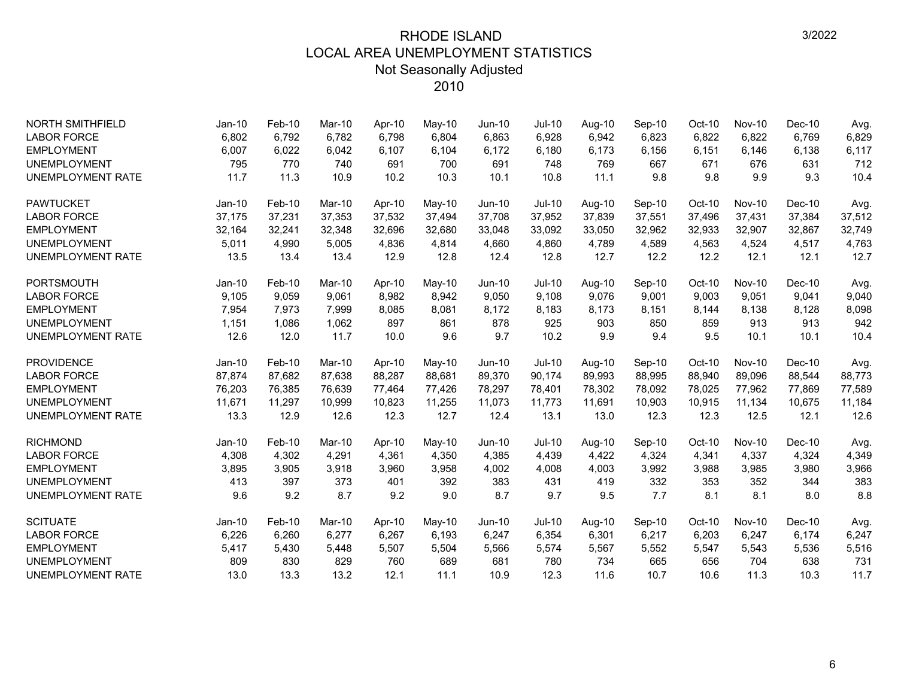# RHODE ISLAND
## LOCAL AREA UNEMPLOYMENT STATISTICS
### Not Seasonally Adjusted
### 2010

3/2022

| NORTH SMITHFIELD | Jan-10 | Feb-10 | Mar-10 | Apr-10 | May-10 | Jun-10 | Jul-10 | Aug-10 | Sep-10 | Oct-10 | Nov-10 | Dec-10 | Avg. |
|---|---|---|---|---|---|---|---|---|---|---|---|---|---|
| LABOR FORCE | 6,802 | 6,792 | 6,782 | 6,798 | 6,804 | 6,863 | 6,928 | 6,942 | 6,823 | 6,822 | 6,822 | 6,769 | 6,829 |
| EMPLOYMENT | 6,007 | 6,022 | 6,042 | 6,107 | 6,104 | 6,172 | 6,180 | 6,173 | 6,156 | 6,151 | 6,146 | 6,138 | 6,117 |
| UNEMPLOYMENT | 795 | 770 | 740 | 691 | 700 | 691 | 748 | 769 | 667 | 671 | 676 | 631 | 712 |
| UNEMPLOYMENT RATE | 11.7 | 11.3 | 10.9 | 10.2 | 10.3 | 10.1 | 10.8 | 11.1 | 9.8 | 9.8 | 9.9 | 9.3 | 10.4 |

| PAWTUCKET | Jan-10 | Feb-10 | Mar-10 | Apr-10 | May-10 | Jun-10 | Jul-10 | Aug-10 | Sep-10 | Oct-10 | Nov-10 | Dec-10 | Avg. |
|---|---|---|---|---|---|---|---|---|---|---|---|---|---|
| LABOR FORCE | 37,175 | 37,231 | 37,353 | 37,532 | 37,494 | 37,708 | 37,952 | 37,839 | 37,551 | 37,496 | 37,431 | 37,384 | 37,512 |
| EMPLOYMENT | 32,164 | 32,241 | 32,348 | 32,696 | 32,680 | 33,048 | 33,092 | 33,050 | 32,962 | 32,933 | 32,907 | 32,867 | 32,749 |
| UNEMPLOYMENT | 5,011 | 4,990 | 5,005 | 4,836 | 4,814 | 4,660 | 4,860 | 4,789 | 4,589 | 4,563 | 4,524 | 4,517 | 4,763 |
| UNEMPLOYMENT RATE | 13.5 | 13.4 | 13.4 | 12.9 | 12.8 | 12.4 | 12.8 | 12.7 | 12.2 | 12.2 | 12.1 | 12.1 | 12.7 |

| PORTSMOUTH | Jan-10 | Feb-10 | Mar-10 | Apr-10 | May-10 | Jun-10 | Jul-10 | Aug-10 | Sep-10 | Oct-10 | Nov-10 | Dec-10 | Avg. |
|---|---|---|---|---|---|---|---|---|---|---|---|---|---|
| LABOR FORCE | 9,105 | 9,059 | 9,061 | 8,982 | 8,942 | 9,050 | 9,108 | 9,076 | 9,001 | 9,003 | 9,051 | 9,041 | 9,040 |
| EMPLOYMENT | 7,954 | 7,973 | 7,999 | 8,085 | 8,081 | 8,172 | 8,183 | 8,173 | 8,151 | 8,144 | 8,138 | 8,128 | 8,098 |
| UNEMPLOYMENT | 1,151 | 1,086 | 1,062 | 897 | 861 | 878 | 925 | 903 | 850 | 859 | 913 | 913 | 942 |
| UNEMPLOYMENT RATE | 12.6 | 12.0 | 11.7 | 10.0 | 9.6 | 9.7 | 10.2 | 9.9 | 9.4 | 9.5 | 10.1 | 10.1 | 10.4 |

| PROVIDENCE | Jan-10 | Feb-10 | Mar-10 | Apr-10 | May-10 | Jun-10 | Jul-10 | Aug-10 | Sep-10 | Oct-10 | Nov-10 | Dec-10 | Avg. |
|---|---|---|---|---|---|---|---|---|---|---|---|---|---|
| LABOR FORCE | 87,874 | 87,682 | 87,638 | 88,287 | 88,681 | 89,370 | 90,174 | 89,993 | 88,995 | 88,940 | 89,096 | 88,544 | 88,773 |
| EMPLOYMENT | 76,203 | 76,385 | 76,639 | 77,464 | 77,426 | 78,297 | 78,401 | 78,302 | 78,092 | 78,025 | 77,962 | 77,869 | 77,589 |
| UNEMPLOYMENT | 11,671 | 11,297 | 10,999 | 10,823 | 11,255 | 11,073 | 11,773 | 11,691 | 10,903 | 10,915 | 11,134 | 10,675 | 11,184 |
| UNEMPLOYMENT RATE | 13.3 | 12.9 | 12.6 | 12.3 | 12.7 | 12.4 | 13.1 | 13.0 | 12.3 | 12.3 | 12.5 | 12.1 | 12.6 |

| RICHMOND | Jan-10 | Feb-10 | Mar-10 | Apr-10 | May-10 | Jun-10 | Jul-10 | Aug-10 | Sep-10 | Oct-10 | Nov-10 | Dec-10 | Avg. |
|---|---|---|---|---|---|---|---|---|---|---|---|---|---|
| LABOR FORCE | 4,308 | 4,302 | 4,291 | 4,361 | 4,350 | 4,385 | 4,439 | 4,422 | 4,324 | 4,341 | 4,337 | 4,324 | 4,349 |
| EMPLOYMENT | 3,895 | 3,905 | 3,918 | 3,960 | 3,958 | 4,002 | 4,008 | 4,003 | 3,992 | 3,988 | 3,985 | 3,980 | 3,966 |
| UNEMPLOYMENT | 413 | 397 | 373 | 401 | 392 | 383 | 431 | 419 | 332 | 353 | 352 | 344 | 383 |
| UNEMPLOYMENT RATE | 9.6 | 9.2 | 8.7 | 9.2 | 9.0 | 8.7 | 9.7 | 9.5 | 7.7 | 8.1 | 8.1 | 8.0 | 8.8 |

| SCITUATE | Jan-10 | Feb-10 | Mar-10 | Apr-10 | May-10 | Jun-10 | Jul-10 | Aug-10 | Sep-10 | Oct-10 | Nov-10 | Dec-10 | Avg. |
|---|---|---|---|---|---|---|---|---|---|---|---|---|---|
| LABOR FORCE | 6,226 | 6,260 | 6,277 | 6,267 | 6,193 | 6,247 | 6,354 | 6,301 | 6,217 | 6,203 | 6,247 | 6,174 | 6,247 |
| EMPLOYMENT | 5,417 | 5,430 | 5,448 | 5,507 | 5,504 | 5,566 | 5,574 | 5,567 | 5,552 | 5,547 | 5,543 | 5,536 | 5,516 |
| UNEMPLOYMENT | 809 | 830 | 829 | 760 | 689 | 681 | 780 | 734 | 665 | 656 | 704 | 638 | 731 |
| UNEMPLOYMENT RATE | 13.0 | 13.3 | 13.2 | 12.1 | 11.1 | 10.9 | 12.3 | 11.6 | 10.7 | 10.6 | 11.3 | 10.3 | 11.7 |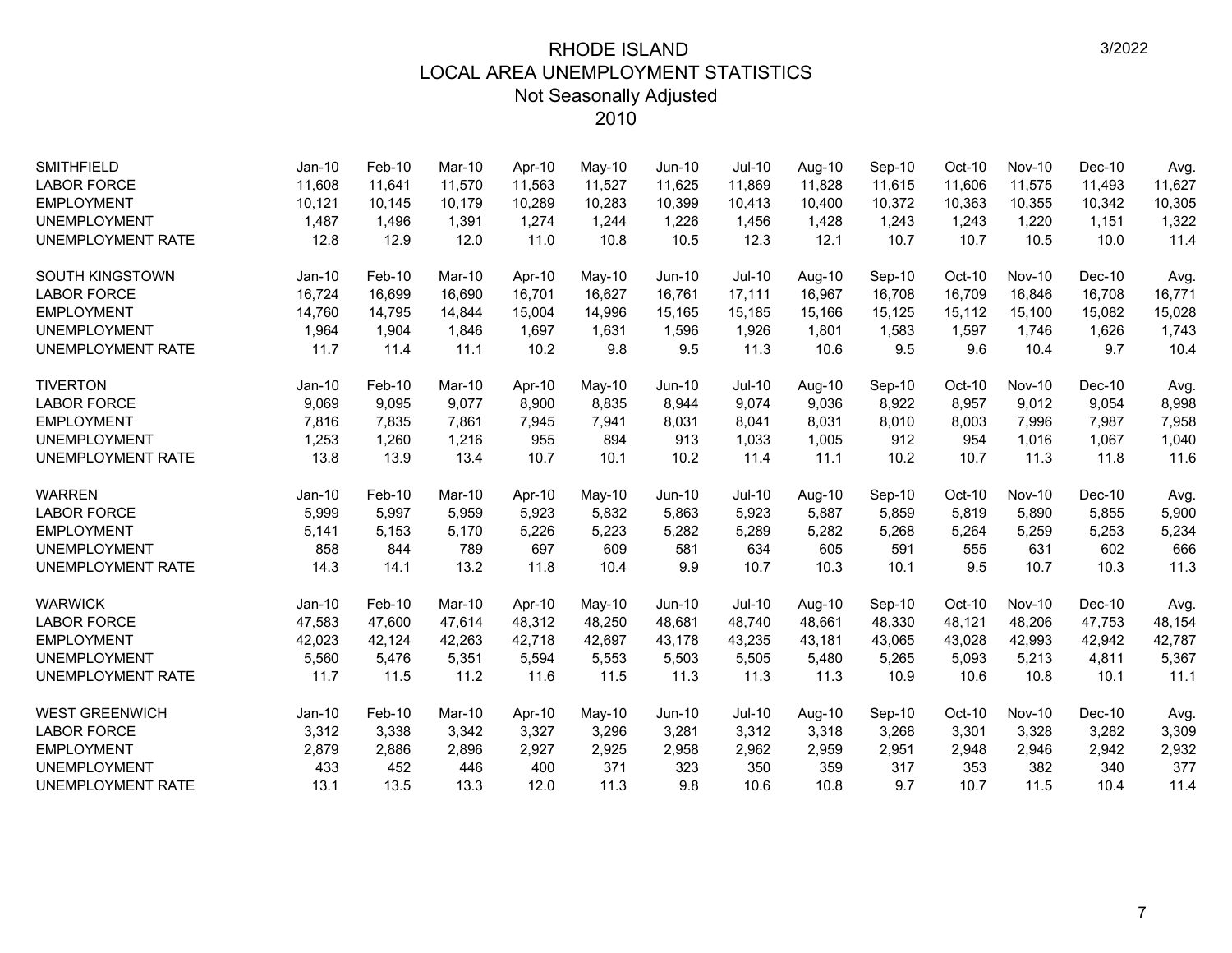# RHODE ISLAND
## LOCAL AREA UNEMPLOYMENT STATISTICS
### Not Seasonally Adjusted
### 2010

| SMITHFIELD | Jan-10 | Feb-10 | Mar-10 | Apr-10 | May-10 | Jun-10 | Jul-10 | Aug-10 | Sep-10 | Oct-10 | Nov-10 | Dec-10 | Avg. |
|---|---|---|---|---|---|---|---|---|---|---|---|---|---|
| LABOR FORCE | 11,608 | 11,641 | 11,570 | 11,563 | 11,527 | 11,625 | 11,869 | 11,828 | 11,615 | 11,606 | 11,575 | 11,493 | 11,627 |
| EMPLOYMENT | 10,121 | 10,145 | 10,179 | 10,289 | 10,283 | 10,399 | 10,413 | 10,400 | 10,372 | 10,363 | 10,355 | 10,342 | 10,305 |
| UNEMPLOYMENT | 1,487 | 1,496 | 1,391 | 1,274 | 1,244 | 1,226 | 1,456 | 1,428 | 1,243 | 1,243 | 1,220 | 1,151 | 1,322 |
| UNEMPLOYMENT RATE | 12.8 | 12.9 | 12.0 | 11.0 | 10.8 | 10.5 | 12.3 | 12.1 | 10.7 | 10.7 | 10.5 | 10.0 | 11.4 |

| SOUTH KINGSTOWN | Jan-10 | Feb-10 | Mar-10 | Apr-10 | May-10 | Jun-10 | Jul-10 | Aug-10 | Sep-10 | Oct-10 | Nov-10 | Dec-10 | Avg. |
|---|---|---|---|---|---|---|---|---|---|---|---|---|---|
| LABOR FORCE | 16,724 | 16,699 | 16,690 | 16,701 | 16,627 | 16,761 | 17,111 | 16,967 | 16,708 | 16,709 | 16,846 | 16,708 | 16,771 |
| EMPLOYMENT | 14,760 | 14,795 | 14,844 | 15,004 | 14,996 | 15,165 | 15,185 | 15,166 | 15,125 | 15,112 | 15,100 | 15,082 | 15,028 |
| UNEMPLOYMENT | 1,964 | 1,904 | 1,846 | 1,697 | 1,631 | 1,596 | 1,926 | 1,801 | 1,583 | 1,597 | 1,746 | 1,626 | 1,743 |
| UNEMPLOYMENT RATE | 11.7 | 11.4 | 11.1 | 10.2 | 9.8 | 9.5 | 11.3 | 10.6 | 9.5 | 9.6 | 10.4 | 9.7 | 10.4 |

| TIVERTON | Jan-10 | Feb-10 | Mar-10 | Apr-10 | May-10 | Jun-10 | Jul-10 | Aug-10 | Sep-10 | Oct-10 | Nov-10 | Dec-10 | Avg. |
|---|---|---|---|---|---|---|---|---|---|---|---|---|---|
| LABOR FORCE | 9,069 | 9,095 | 9,077 | 8,900 | 8,835 | 8,944 | 9,074 | 9,036 | 8,922 | 8,957 | 9,012 | 9,054 | 8,998 |
| EMPLOYMENT | 7,816 | 7,835 | 7,861 | 7,945 | 7,941 | 8,031 | 8,041 | 8,031 | 8,010 | 8,003 | 7,996 | 7,987 | 7,958 |
| UNEMPLOYMENT | 1,253 | 1,260 | 1,216 | 955 | 894 | 913 | 1,033 | 1,005 | 912 | 954 | 1,016 | 1,067 | 1,040 |
| UNEMPLOYMENT RATE | 13.8 | 13.9 | 13.4 | 10.7 | 10.1 | 10.2 | 11.4 | 11.1 | 10.2 | 10.7 | 11.3 | 11.8 | 11.6 |

| WARREN | Jan-10 | Feb-10 | Mar-10 | Apr-10 | May-10 | Jun-10 | Jul-10 | Aug-10 | Sep-10 | Oct-10 | Nov-10 | Dec-10 | Avg. |
|---|---|---|---|---|---|---|---|---|---|---|---|---|---|
| LABOR FORCE | 5,999 | 5,997 | 5,959 | 5,923 | 5,832 | 5,863 | 5,923 | 5,887 | 5,859 | 5,819 | 5,890 | 5,855 | 5,900 |
| EMPLOYMENT | 5,141 | 5,153 | 5,170 | 5,226 | 5,223 | 5,282 | 5,289 | 5,282 | 5,268 | 5,264 | 5,259 | 5,253 | 5,234 |
| UNEMPLOYMENT | 858 | 844 | 789 | 697 | 609 | 581 | 634 | 605 | 591 | 555 | 631 | 602 | 666 |
| UNEMPLOYMENT RATE | 14.3 | 14.1 | 13.2 | 11.8 | 10.4 | 9.9 | 10.7 | 10.3 | 10.1 | 9.5 | 10.7 | 10.3 | 11.3 |

| WARWICK | Jan-10 | Feb-10 | Mar-10 | Apr-10 | May-10 | Jun-10 | Jul-10 | Aug-10 | Sep-10 | Oct-10 | Nov-10 | Dec-10 | Avg. |
|---|---|---|---|---|---|---|---|---|---|---|---|---|---|
| LABOR FORCE | 47,583 | 47,600 | 47,614 | 48,312 | 48,250 | 48,681 | 48,740 | 48,661 | 48,330 | 48,121 | 48,206 | 47,753 | 48,154 |
| EMPLOYMENT | 42,023 | 42,124 | 42,263 | 42,718 | 42,697 | 43,178 | 43,235 | 43,181 | 43,065 | 43,028 | 42,993 | 42,942 | 42,787 |
| UNEMPLOYMENT | 5,560 | 5,476 | 5,351 | 5,594 | 5,553 | 5,503 | 5,505 | 5,480 | 5,265 | 5,093 | 5,213 | 4,811 | 5,367 |
| UNEMPLOYMENT RATE | 11.7 | 11.5 | 11.2 | 11.6 | 11.5 | 11.3 | 11.3 | 11.3 | 10.9 | 10.6 | 10.8 | 10.1 | 11.1 |

| WEST GREENWICH | Jan-10 | Feb-10 | Mar-10 | Apr-10 | May-10 | Jun-10 | Jul-10 | Aug-10 | Sep-10 | Oct-10 | Nov-10 | Dec-10 | Avg. |
|---|---|---|---|---|---|---|---|---|---|---|---|---|---|
| LABOR FORCE | 3,312 | 3,338 | 3,342 | 3,327 | 3,296 | 3,281 | 3,312 | 3,318 | 3,268 | 3,301 | 3,328 | 3,282 | 3,309 |
| EMPLOYMENT | 2,879 | 2,886 | 2,896 | 2,927 | 2,925 | 2,958 | 2,962 | 2,959 | 2,951 | 2,948 | 2,946 | 2,942 | 2,932 |
| UNEMPLOYMENT | 433 | 452 | 446 | 400 | 371 | 323 | 350 | 359 | 317 | 353 | 382 | 340 | 377 |
| UNEMPLOYMENT RATE | 13.1 | 13.5 | 13.3 | 12.0 | 11.3 | 9.8 | 10.6 | 10.8 | 9.7 | 10.7 | 11.5 | 10.4 | 11.4 |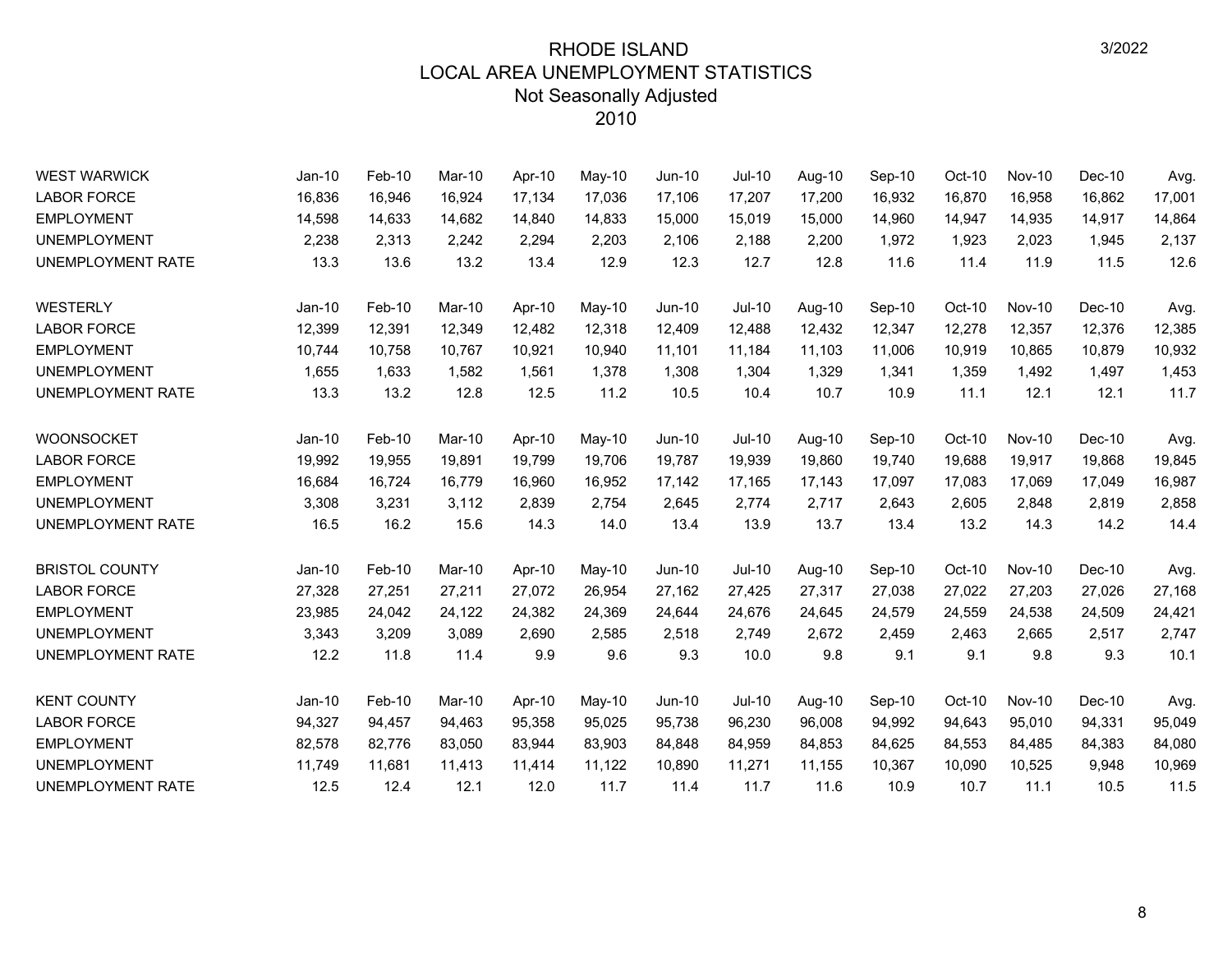# RHODE ISLAND
## LOCAL AREA UNEMPLOYMENT STATISTICS
### Not Seasonally Adjusted
### 2010

3/2022

| WEST WARWICK | Jan-10 | Feb-10 | Mar-10 | Apr-10 | May-10 | Jun-10 | Jul-10 | Aug-10 | Sep-10 | Oct-10 | Nov-10 | Dec-10 | Avg. |
|---|---|---|---|---|---|---|---|---|---|---|---|---|---|
| LABOR FORCE | 16,836 | 16,946 | 16,924 | 17,134 | 17,036 | 17,106 | 17,207 | 17,200 | 16,932 | 16,870 | 16,958 | 16,862 | 17,001 |
| EMPLOYMENT | 14,598 | 14,633 | 14,682 | 14,840 | 14,833 | 15,000 | 15,019 | 15,000 | 14,960 | 14,947 | 14,935 | 14,917 | 14,864 |
| UNEMPLOYMENT | 2,238 | 2,313 | 2,242 | 2,294 | 2,203 | 2,106 | 2,188 | 2,200 | 1,972 | 1,923 | 2,023 | 1,945 | 2,137 |
| UNEMPLOYMENT RATE | 13.3 | 13.6 | 13.2 | 13.4 | 12.9 | 12.3 | 12.7 | 12.8 | 11.6 | 11.4 | 11.9 | 11.5 | 12.6 |

| WESTERLY | Jan-10 | Feb-10 | Mar-10 | Apr-10 | May-10 | Jun-10 | Jul-10 | Aug-10 | Sep-10 | Oct-10 | Nov-10 | Dec-10 | Avg. |
|---|---|---|---|---|---|---|---|---|---|---|---|---|---|
| LABOR FORCE | 12,399 | 12,391 | 12,349 | 12,482 | 12,318 | 12,409 | 12,488 | 12,432 | 12,347 | 12,278 | 12,357 | 12,376 | 12,385 |
| EMPLOYMENT | 10,744 | 10,758 | 10,767 | 10,921 | 10,940 | 11,101 | 11,184 | 11,103 | 11,006 | 10,919 | 10,865 | 10,879 | 10,932 |
| UNEMPLOYMENT | 1,655 | 1,633 | 1,582 | 1,561 | 1,378 | 1,308 | 1,304 | 1,329 | 1,341 | 1,359 | 1,492 | 1,497 | 1,453 |
| UNEMPLOYMENT RATE | 13.3 | 13.2 | 12.8 | 12.5 | 11.2 | 10.5 | 10.4 | 10.7 | 10.9 | 11.1 | 12.1 | 12.1 | 11.7 |

| WOONSOCKET | Jan-10 | Feb-10 | Mar-10 | Apr-10 | May-10 | Jun-10 | Jul-10 | Aug-10 | Sep-10 | Oct-10 | Nov-10 | Dec-10 | Avg. |
|---|---|---|---|---|---|---|---|---|---|---|---|---|---|
| LABOR FORCE | 19,992 | 19,955 | 19,891 | 19,799 | 19,706 | 19,787 | 19,939 | 19,860 | 19,740 | 19,688 | 19,917 | 19,868 | 19,845 |
| EMPLOYMENT | 16,684 | 16,724 | 16,779 | 16,960 | 16,952 | 17,142 | 17,165 | 17,143 | 17,097 | 17,083 | 17,069 | 17,049 | 16,987 |
| UNEMPLOYMENT | 3,308 | 3,231 | 3,112 | 2,839 | 2,754 | 2,645 | 2,774 | 2,717 | 2,643 | 2,605 | 2,848 | 2,819 | 2,858 |
| UNEMPLOYMENT RATE | 16.5 | 16.2 | 15.6 | 14.3 | 14.0 | 13.4 | 13.9 | 13.7 | 13.4 | 13.2 | 14.3 | 14.2 | 14.4 |

| BRISTOL COUNTY | Jan-10 | Feb-10 | Mar-10 | Apr-10 | May-10 | Jun-10 | Jul-10 | Aug-10 | Sep-10 | Oct-10 | Nov-10 | Dec-10 | Avg. |
|---|---|---|---|---|---|---|---|---|---|---|---|---|---|
| LABOR FORCE | 27,328 | 27,251 | 27,211 | 27,072 | 26,954 | 27,162 | 27,425 | 27,317 | 27,038 | 27,022 | 27,203 | 27,026 | 27,168 |
| EMPLOYMENT | 23,985 | 24,042 | 24,122 | 24,382 | 24,369 | 24,644 | 24,676 | 24,645 | 24,579 | 24,559 | 24,538 | 24,509 | 24,421 |
| UNEMPLOYMENT | 3,343 | 3,209 | 3,089 | 2,690 | 2,585 | 2,518 | 2,749 | 2,672 | 2,459 | 2,463 | 2,665 | 2,517 | 2,747 |
| UNEMPLOYMENT RATE | 12.2 | 11.8 | 11.4 | 9.9 | 9.6 | 9.3 | 10.0 | 9.8 | 9.1 | 9.1 | 9.8 | 9.3 | 10.1 |

| KENT COUNTY | Jan-10 | Feb-10 | Mar-10 | Apr-10 | May-10 | Jun-10 | Jul-10 | Aug-10 | Sep-10 | Oct-10 | Nov-10 | Dec-10 | Avg. |
|---|---|---|---|---|---|---|---|---|---|---|---|---|---|
| LABOR FORCE | 94,327 | 94,457 | 94,463 | 95,358 | 95,025 | 95,738 | 96,230 | 96,008 | 94,992 | 94,643 | 95,010 | 94,331 | 95,049 |
| EMPLOYMENT | 82,578 | 82,776 | 83,050 | 83,944 | 83,903 | 84,848 | 84,959 | 84,853 | 84,625 | 84,553 | 84,485 | 84,383 | 84,080 |
| UNEMPLOYMENT | 11,749 | 11,681 | 11,413 | 11,414 | 11,122 | 10,890 | 11,271 | 11,155 | 10,367 | 10,090 | 10,525 | 9,948 | 10,969 |
| UNEMPLOYMENT RATE | 12.5 | 12.4 | 12.1 | 12.0 | 11.7 | 11.4 | 11.7 | 11.6 | 10.9 | 10.7 | 11.1 | 10.5 | 11.5 |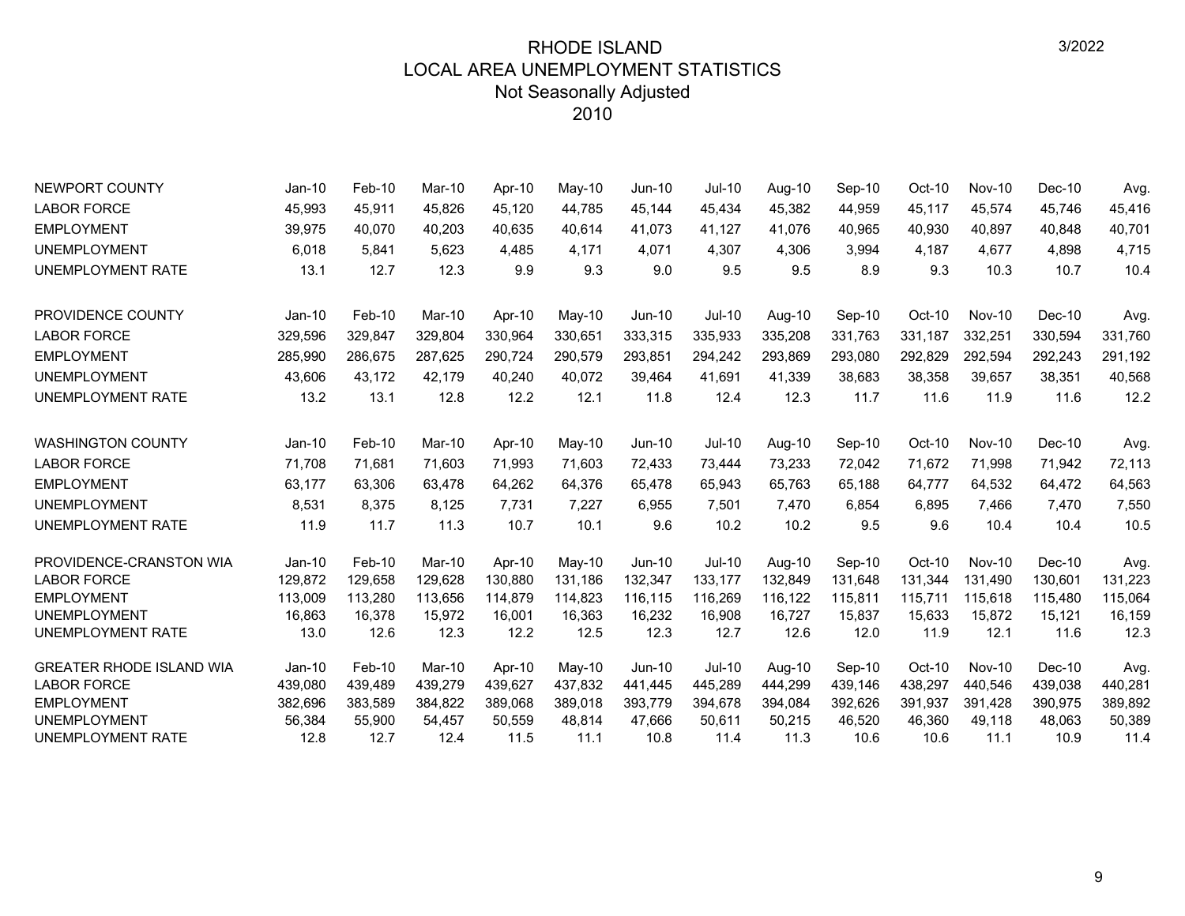# RHODE ISLAND
## LOCAL AREA UNEMPLOYMENT STATISTICS
### Not Seasonally Adjusted
### 2010

3/2022

| NEWPORT COUNTY | Jan-10 | Feb-10 | Mar-10 | Apr-10 | May-10 | Jun-10 | Jul-10 | Aug-10 | Sep-10 | Oct-10 | Nov-10 | Dec-10 | Avg. |
|---|---|---|---|---|---|---|---|---|---|---|---|---|---|
| LABOR FORCE | 45,993 | 45,911 | 45,826 | 45,120 | 44,785 | 45,144 | 45,434 | 45,382 | 44,959 | 45,117 | 45,574 | 45,746 | 45,416 |
| EMPLOYMENT | 39,975 | 40,070 | 40,203 | 40,635 | 40,614 | 41,073 | 41,127 | 41,076 | 40,965 | 40,930 | 40,897 | 40,848 | 40,701 |
| UNEMPLOYMENT | 6,018 | 5,841 | 5,623 | 4,485 | 4,171 | 4,071 | 4,307 | 4,306 | 3,994 | 4,187 | 4,677 | 4,898 | 4,715 |
| UNEMPLOYMENT RATE | 13.1 | 12.7 | 12.3 | 9.9 | 9.3 | 9.0 | 9.5 | 9.5 | 8.9 | 9.3 | 10.3 | 10.7 | 10.4 |

| PROVIDENCE COUNTY | Jan-10 | Feb-10 | Mar-10 | Apr-10 | May-10 | Jun-10 | Jul-10 | Aug-10 | Sep-10 | Oct-10 | Nov-10 | Dec-10 | Avg. |
|---|---|---|---|---|---|---|---|---|---|---|---|---|---|
| LABOR FORCE | 329,596 | 329,847 | 329,804 | 330,964 | 330,651 | 333,315 | 335,933 | 335,208 | 331,763 | 331,187 | 332,251 | 330,594 | 331,760 |
| EMPLOYMENT | 285,990 | 286,675 | 287,625 | 290,724 | 290,579 | 293,851 | 294,242 | 293,869 | 293,080 | 292,829 | 292,594 | 292,243 | 291,192 |
| UNEMPLOYMENT | 43,606 | 43,172 | 42,179 | 40,240 | 40,072 | 39,464 | 41,691 | 41,339 | 38,683 | 38,358 | 39,657 | 38,351 | 40,568 |
| UNEMPLOYMENT RATE | 13.2 | 13.1 | 12.8 | 12.2 | 12.1 | 11.8 | 12.4 | 12.3 | 11.7 | 11.6 | 11.9 | 11.6 | 12.2 |

| WASHINGTON COUNTY | Jan-10 | Feb-10 | Mar-10 | Apr-10 | May-10 | Jun-10 | Jul-10 | Aug-10 | Sep-10 | Oct-10 | Nov-10 | Dec-10 | Avg. |
|---|---|---|---|---|---|---|---|---|---|---|---|---|---|
| LABOR FORCE | 71,708 | 71,681 | 71,603 | 71,993 | 71,603 | 72,433 | 73,444 | 73,233 | 72,042 | 71,672 | 71,998 | 71,942 | 72,113 |
| EMPLOYMENT | 63,177 | 63,306 | 63,478 | 64,262 | 64,376 | 65,478 | 65,943 | 65,763 | 65,188 | 64,777 | 64,532 | 64,472 | 64,563 |
| UNEMPLOYMENT | 8,531 | 8,375 | 8,125 | 7,731 | 7,227 | 6,955 | 7,501 | 7,470 | 6,854 | 6,895 | 7,466 | 7,470 | 7,550 |
| UNEMPLOYMENT RATE | 11.9 | 11.7 | 11.3 | 10.7 | 10.1 | 9.6 | 10.2 | 10.2 | 9.5 | 9.6 | 10.4 | 10.4 | 10.5 |

| PROVIDENCE-CRANSTON WIA | Jan-10 | Feb-10 | Mar-10 | Apr-10 | May-10 | Jun-10 | Jul-10 | Aug-10 | Sep-10 | Oct-10 | Nov-10 | Dec-10 | Avg. |
|---|---|---|---|---|---|---|---|---|---|---|---|---|---|
| LABOR FORCE | 129,872 | 129,658 | 129,628 | 130,880 | 131,186 | 132,347 | 133,177 | 132,849 | 131,648 | 131,344 | 131,490 | 130,601 | 131,223 |
| EMPLOYMENT | 113,009 | 113,280 | 113,656 | 114,879 | 114,823 | 116,115 | 116,269 | 116,122 | 115,811 | 115,711 | 115,618 | 115,480 | 115,064 |
| UNEMPLOYMENT | 16,863 | 16,378 | 15,972 | 16,001 | 16,363 | 16,232 | 16,908 | 16,727 | 15,837 | 15,633 | 15,872 | 15,121 | 16,159 |
| UNEMPLOYMENT RATE | 13.0 | 12.6 | 12.3 | 12.2 | 12.5 | 12.3 | 12.7 | 12.6 | 12.0 | 11.9 | 12.1 | 11.6 | 12.3 |

| GREATER RHODE ISLAND WIA | Jan-10 | Feb-10 | Mar-10 | Apr-10 | May-10 | Jun-10 | Jul-10 | Aug-10 | Sep-10 | Oct-10 | Nov-10 | Dec-10 | Avg. |
|---|---|---|---|---|---|---|---|---|---|---|---|---|---|
| LABOR FORCE | 439,080 | 439,489 | 439,279 | 439,627 | 437,832 | 441,445 | 445,289 | 444,299 | 439,146 | 438,297 | 440,546 | 439,038 | 440,281 |
| EMPLOYMENT | 382,696 | 383,589 | 384,822 | 389,068 | 389,018 | 393,779 | 394,678 | 394,084 | 392,626 | 391,937 | 391,428 | 390,975 | 389,892 |
| UNEMPLOYMENT | 56,384 | 55,900 | 54,457 | 50,559 | 48,814 | 47,666 | 50,611 | 50,215 | 46,520 | 46,360 | 49,118 | 48,063 | 50,389 |
| UNEMPLOYMENT RATE | 12.8 | 12.7 | 12.4 | 11.5 | 11.1 | 10.8 | 11.4 | 11.3 | 10.6 | 10.6 | 11.1 | 10.9 | 11.4 |